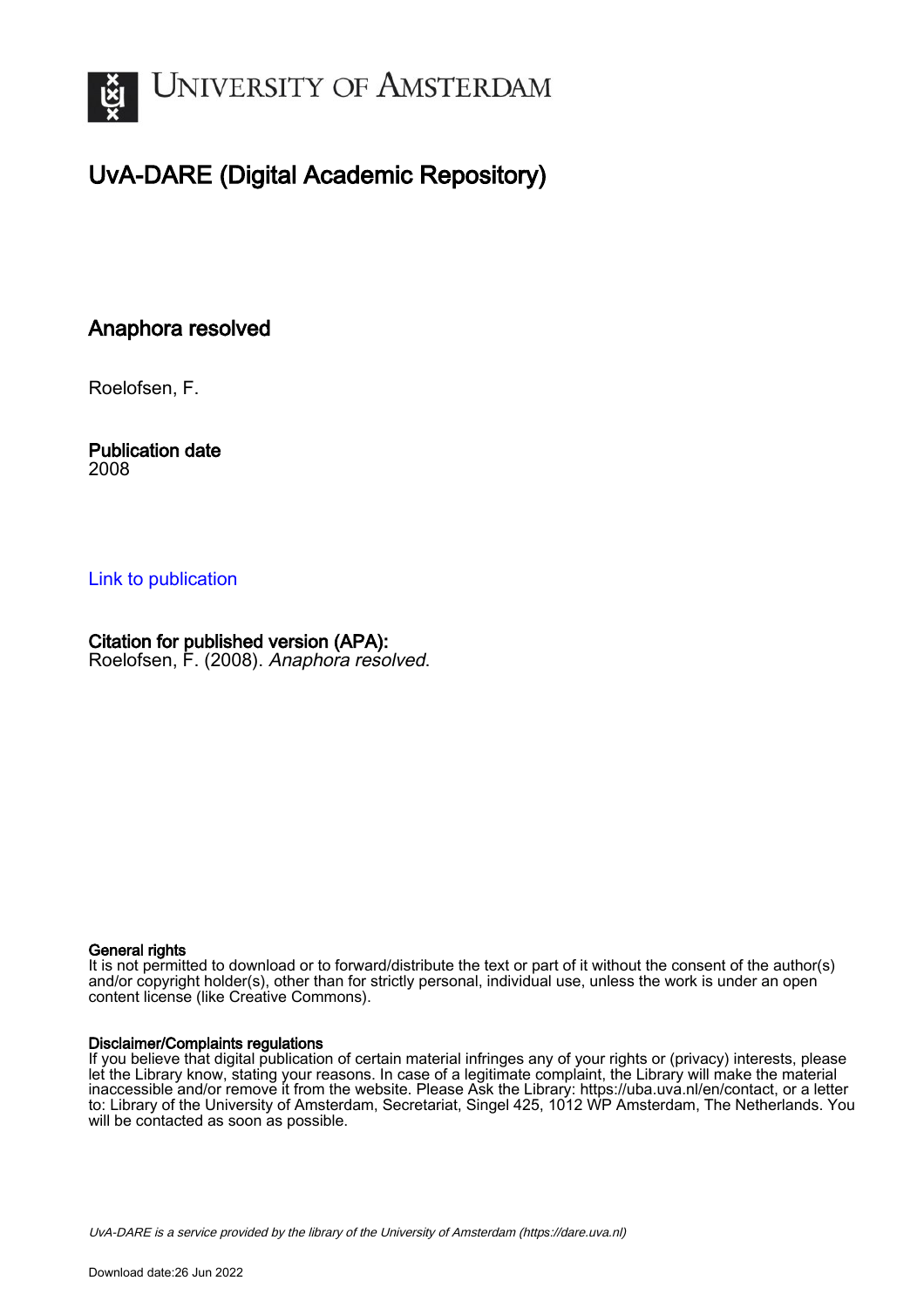# UNIVERSITY OF AMSTERDAM

# UvA-DARE (Digital Academic Repository)

## Anaphora resolved

Roelofsen, F.

**Publication date**
2008

[Link to publication](#)

**Citation for published version (APA):**
Roelofsen, F. (2008). *Anaphora resolved*.

**General rights**
It is not permitted to download or to forward/distribute the text or part of it without the consent of the author(s) and/or copyright holder(s), other than for strictly personal, individual use, unless the work is under an open content license (like Creative Commons).

**Disclaimer/Complaints regulations**
If you believe that digital publication of certain material infringes any of your rights or (privacy) interests, please let the Library know, stating your reasons. In case of a legitimate complaint, the Library will make the material inaccessible and/or remove it from the website. Please Ask the Library: https://uba.uva.nl/en/contact, or a letter to: Library of the University of Amsterdam, Secretariat, Singel 425, 1012 WP Amsterdam, The Netherlands. You will be contacted as soon as possible.

*UvA-DARE is a service provided by the library of the University of Amsterdam (https://dare.uva.nl)*

Download date:26 Jun 2022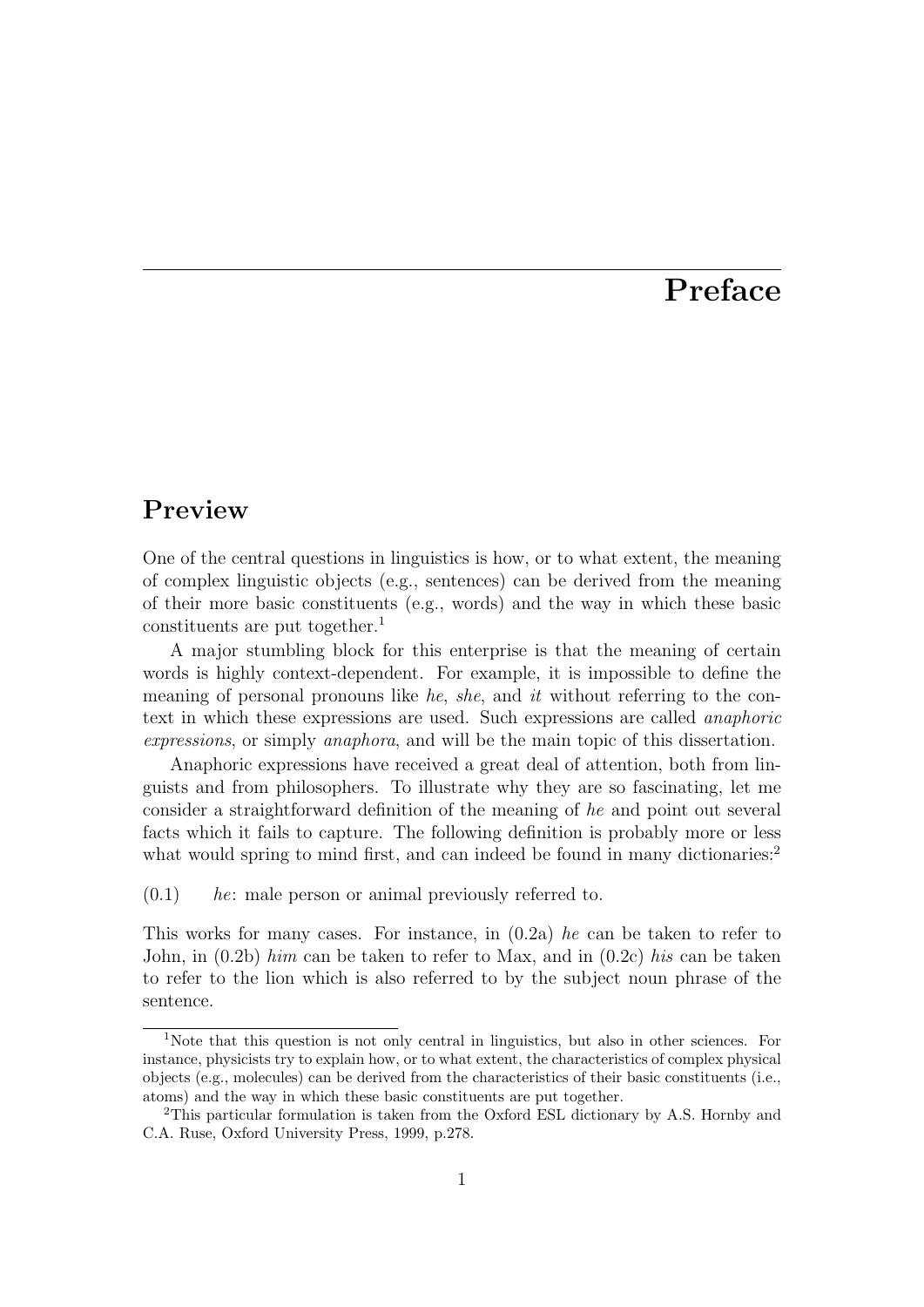# Preface

## Preview

One of the central questions in linguistics is how, or to what extent, the meaning of complex linguistic objects (e.g., sentences) can be derived from the meaning of their more basic constituents (e.g., words) and the way in which these basic constituents are put together.[1]

A major stumbling block for this enterprise is that the meaning of certain words is highly context-dependent. For example, it is impossible to define the meaning of personal pronouns like *he*, *she*, and *it* without referring to the context in which these expressions are used. Such expressions are called *anaphoric expressions*, or simply *anaphora*, and will be the main topic of this dissertation.

Anaphoric expressions have received a great deal of attention, both from linguists and from philosophers. To illustrate why they are so fascinating, let me consider a straightforward definition of the meaning of *he* and point out several facts which it fails to capture. The following definition is probably more or less what would spring to mind first, and can indeed be found in many dictionaries:[2]

(0.1) *he*: male person or animal previously referred to.

This works for many cases. For instance, in (0.2a) *he* can be taken to refer to John, in (0.2b) *him* can be taken to refer to Max, and in (0.2c) *his* can be taken to refer to the lion which is also referred to by the subject noun phrase of the sentence.

---

[1] Note that this question is not only central in linguistics, but also in other sciences. For instance, physicists try to explain how, or to what extent, the characteristics of complex physical objects (e.g., molecules) can be derived from the characteristics of their basic constituents (i.e., atoms) and the way in which these basic constituents are put together.

[2] This particular formulation is taken from the Oxford ESL dictionary by A.S. Hornby and C.A. Ruse, Oxford University Press, 1999, p.278.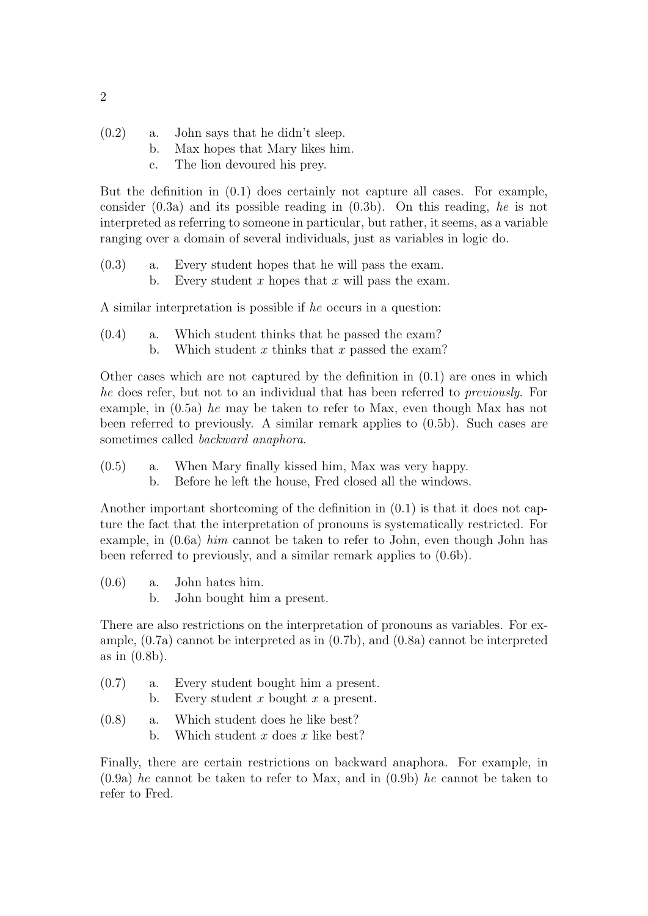(0.2) a. John says that he didn't sleep.
      b. Max hopes that Mary likes him.
      c. The lion devoured his prey.

But the definition in (0.1) does certainly not capture all cases. For example, consider (0.3a) and its possible reading in (0.3b). On this reading, *he* is not interpreted as referring to someone in particular, but rather, it seems, as a variable ranging over a domain of several individuals, just as variables in logic do.

(0.3) a. Every student hopes that he will pass the exam.
      b. Every student $x$ hopes that $x$ will pass the exam.

A similar interpretation is possible if *he* occurs in a question:

(0.4) a. Which student thinks that he passed the exam?
      b. Which student $x$ thinks that $x$ passed the exam?

Other cases which are not captured by the definition in (0.1) are ones in which *he* does refer, but not to an individual that has been referred to *previously*. For example, in (0.5a) *he* may be taken to refer to Max, even though Max has not been referred to previously. A similar remark applies to (0.5b). Such cases are sometimes called *backward anaphora*.

(0.5) a. When Mary finally kissed him, Max was very happy.
      b. Before he left the house, Fred closed all the windows.

Another important shortcoming of the definition in (0.1) is that it does not capture the fact that the interpretation of pronouns is systematically restricted. For example, in (0.6a) *him* cannot be taken to refer to John, even though John has been referred to previously, and a similar remark applies to (0.6b).

(0.6) a. John hates him.
      b. John bought him a present.

There are also restrictions on the interpretation of pronouns as variables. For example, (0.7a) cannot be interpreted as in (0.7b), and (0.8a) cannot be interpreted as in (0.8b).

(0.7) a. Every student bought him a present.
      b. Every student $x$ bought $x$ a present.

(0.8) a. Which student does he like best?
      b. Which student $x$ does $x$ like best?

Finally, there are certain restrictions on backward anaphora. For example, in (0.9a) *he* cannot be taken to refer to Max, and in (0.9b) *he* cannot be taken to refer to Fred.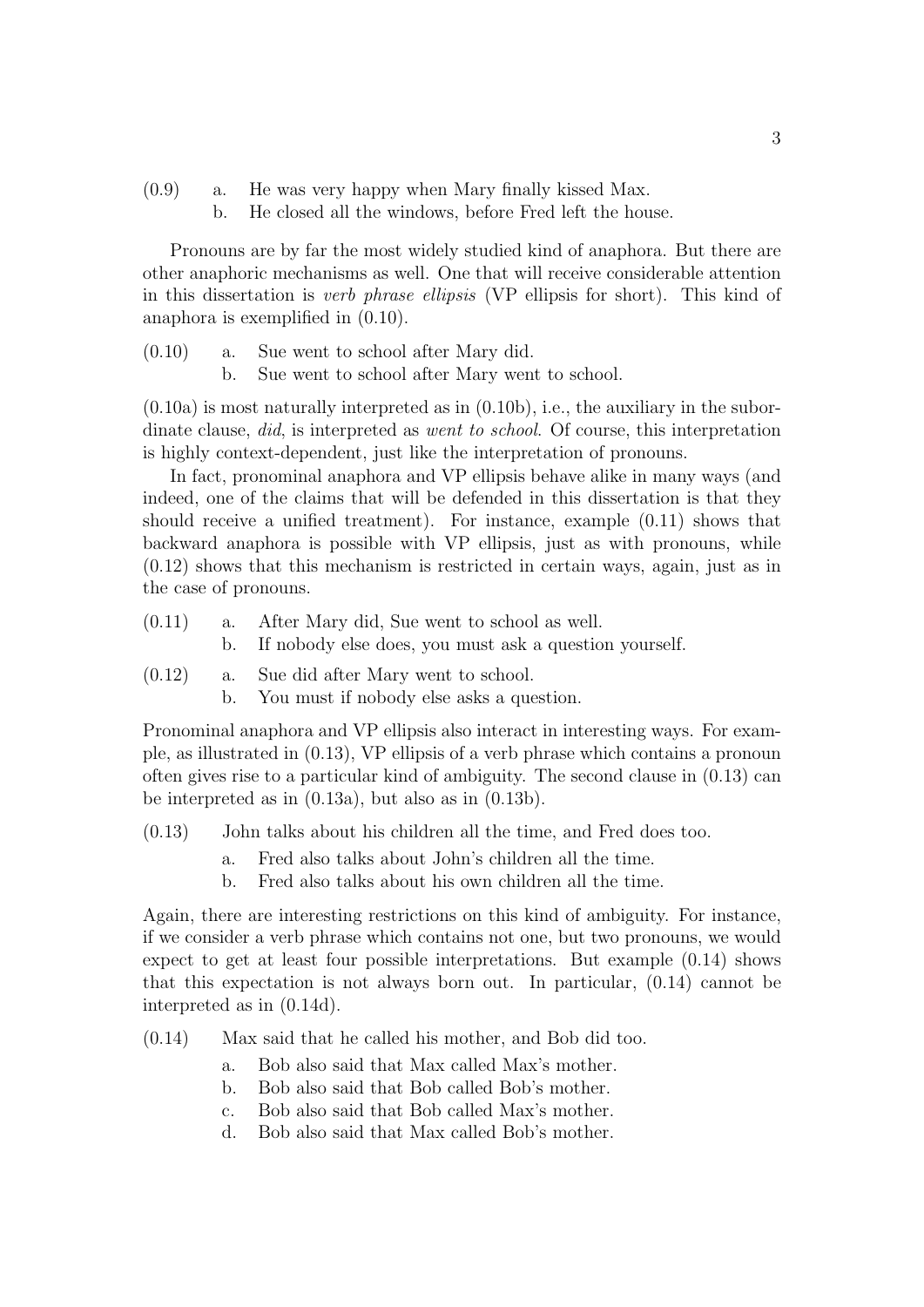(0.9) a. He was very happy when Mary finally kissed Max.
b. He closed all the windows, before Fred left the house.

Pronouns are by far the most widely studied kind of anaphora. But there are other anaphoric mechanisms as well. One that will receive considerable attention in this dissertation is *verb phrase ellipsis* (VP ellipsis for short). This kind of anaphora is exemplified in (0.10).

(0.10) a. Sue went to school after Mary did.
b. Sue went to school after Mary went to school.

(0.10a) is most naturally interpreted as in (0.10b), i.e., the auxiliary in the subordinate clause, *did*, is interpreted as *went to school*. Of course, this interpretation is highly context-dependent, just like the interpretation of pronouns.

In fact, pronominal anaphora and VP ellipsis behave alike in many ways (and indeed, one of the claims that will be defended in this dissertation is that they should receive a unified treatment). For instance, example (0.11) shows that backward anaphora is possible with VP ellipsis, just as with pronouns, while (0.12) shows that this mechanism is restricted in certain ways, again, just as in the case of pronouns.

(0.11) a. After Mary did, Sue went to school as well.
b. If nobody else does, you must ask a question yourself.

(0.12) a. Sue did after Mary went to school.
b. You must if nobody else asks a question.

Pronominal anaphora and VP ellipsis also interact in interesting ways. For example, as illustrated in (0.13), VP ellipsis of a verb phrase which contains a pronoun often gives rise to a particular kind of ambiguity. The second clause in (0.13) can be interpreted as in (0.13a), but also as in (0.13b).

(0.13) John talks about his children all the time, and Fred does too.
a. Fred also talks about John's children all the time.
b. Fred also talks about his own children all the time.

Again, there are interesting restrictions on this kind of ambiguity. For instance, if we consider a verb phrase which contains not one, but two pronouns, we would expect to get at least four possible interpretations. But example (0.14) shows that this expectation is not always born out. In particular, (0.14) cannot be interpreted as in (0.14d).

(0.14) Max said that he called his mother, and Bob did too.
a. Bob also said that Max called Max's mother.
b. Bob also said that Bob called Bob's mother.
c. Bob also said that Bob called Max's mother.
d. Bob also said that Max called Bob's mother.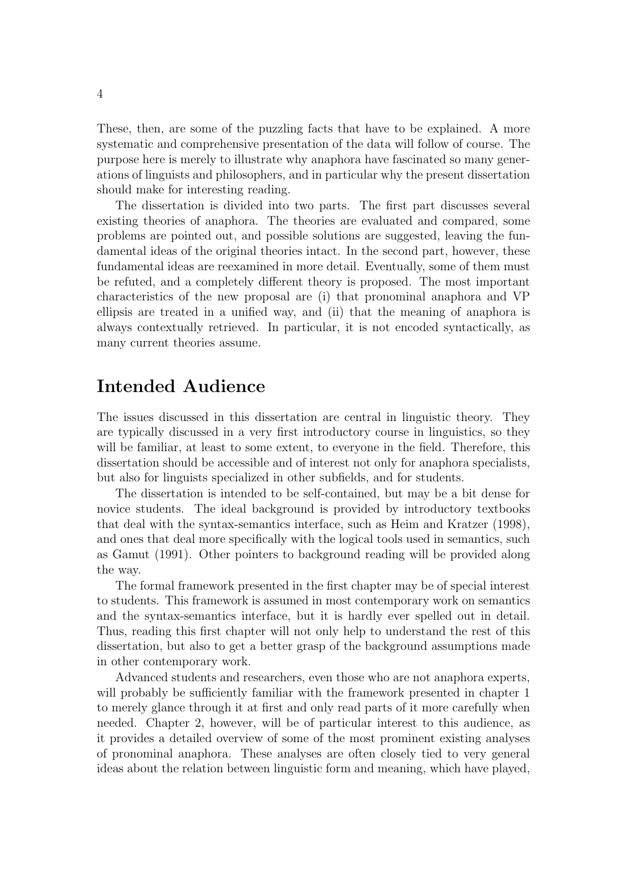These, then, are some of the puzzling facts that have to be explained. A more systematic and comprehensive presentation of the data will follow of course. The purpose here is merely to illustrate why anaphora have fascinated so many generations of linguists and philosophers, and in particular why the present dissertation should make for interesting reading.

The dissertation is divided into two parts. The first part discusses several existing theories of anaphora. The theories are evaluated and compared, some problems are pointed out, and possible solutions are suggested, leaving the fundamental ideas of the original theories intact. In the second part, however, these fundamental ideas are reexamined in more detail. Eventually, some of them must be refuted, and a completely different theory is proposed. The most important characteristics of the new proposal are (i) that pronominal anaphora and VP ellipsis are treated in a unified way, and (ii) that the meaning of anaphora is always contextually retrieved. In particular, it is not encoded syntactically, as many current theories assume.

## Intended Audience

The issues discussed in this dissertation are central in linguistic theory. They are typically discussed in a very first introductory course in linguistics, so they will be familiar, at least to some extent, to everyone in the field. Therefore, this dissertation should be accessible and of interest not only for anaphora specialists, but also for linguists specialized in other subfields, and for students.

The dissertation is intended to be self-contained, but may be a bit dense for novice students. The ideal background is provided by introductory textbooks that deal with the syntax-semantics interface, such as Heim and Kratzer (1998), and ones that deal more specifically with the logical tools used in semantics, such as Gamut (1991). Other pointers to background reading will be provided along the way.

The formal framework presented in the first chapter may be of special interest to students. This framework is assumed in most contemporary work on semantics and the syntax-semantics interface, but it is hardly ever spelled out in detail. Thus, reading this first chapter will not only help to understand the rest of this dissertation, but also to get a better grasp of the background assumptions made in other contemporary work.

Advanced students and researchers, even those who are not anaphora experts, will probably be sufficiently familiar with the framework presented in chapter 1 to merely glance through it at first and only read parts of it more carefully when needed. Chapter 2, however, will be of particular interest to this audience, as it provides a detailed overview of some of the most prominent existing analyses of pronominal anaphora. These analyses are often closely tied to very general ideas about the relation between linguistic form and meaning, which have played,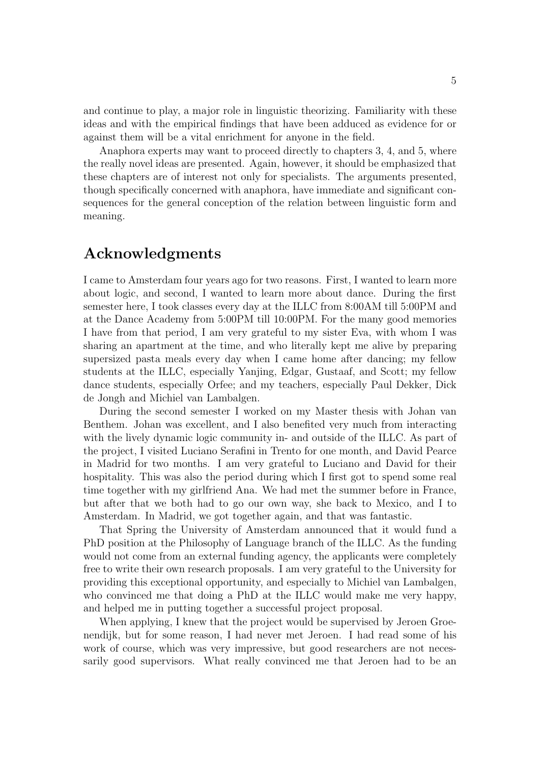and continue to play, a major role in linguistic theorizing. Familiarity with these ideas and with the empirical findings that have been adduced as evidence for or against them will be a vital enrichment for anyone in the field.

Anaphora experts may want to proceed directly to chapters 3, 4, and 5, where the really novel ideas are presented. Again, however, it should be emphasized that these chapters are of interest not only for specialists. The arguments presented, though specifically concerned with anaphora, have immediate and significant consequences for the general conception of the relation between linguistic form and meaning.

## Acknowledgments

I came to Amsterdam four years ago for two reasons. First, I wanted to learn more about logic, and second, I wanted to learn more about dance. During the first semester here, I took classes every day at the ILLC from 8:00AM till 5:00PM and at the Dance Academy from 5:00PM till 10:00PM. For the many good memories I have from that period, I am very grateful to my sister Eva, with whom I was sharing an apartment at the time, and who literally kept me alive by preparing supersized pasta meals every day when I came home after dancing; my fellow students at the ILLC, especially Yanjing, Edgar, Gustaaf, and Scott; my fellow dance students, especially Orfee; and my teachers, especially Paul Dekker, Dick de Jongh and Michiel van Lambalgen.

During the second semester I worked on my Master thesis with Johan van Benthem. Johan was excellent, and I also benefited very much from interacting with the lively dynamic logic community in- and outside of the ILLC. As part of the project, I visited Luciano Serafini in Trento for one month, and David Pearce in Madrid for two months. I am very grateful to Luciano and David for their hospitality. This was also the period during which I first got to spend some real time together with my girlfriend Ana. We had met the summer before in France, but after that we both had to go our own way, she back to Mexico, and I to Amsterdam. In Madrid, we got together again, and that was fantastic.

That Spring the University of Amsterdam announced that it would fund a PhD position at the Philosophy of Language branch of the ILLC. As the funding would not come from an external funding agency, the applicants were completely free to write their own research proposals. I am very grateful to the University for providing this exceptional opportunity, and especially to Michiel van Lambalgen, who convinced me that doing a PhD at the ILLC would make me very happy, and helped me in putting together a successful project proposal.

When applying, I knew that the project would be supervised by Jeroen Groenendijk, but for some reason, I had never met Jeroen. I had read some of his work of course, which was very impressive, but good researchers are not necessarily good supervisors. What really convinced me that Jeroen had to be an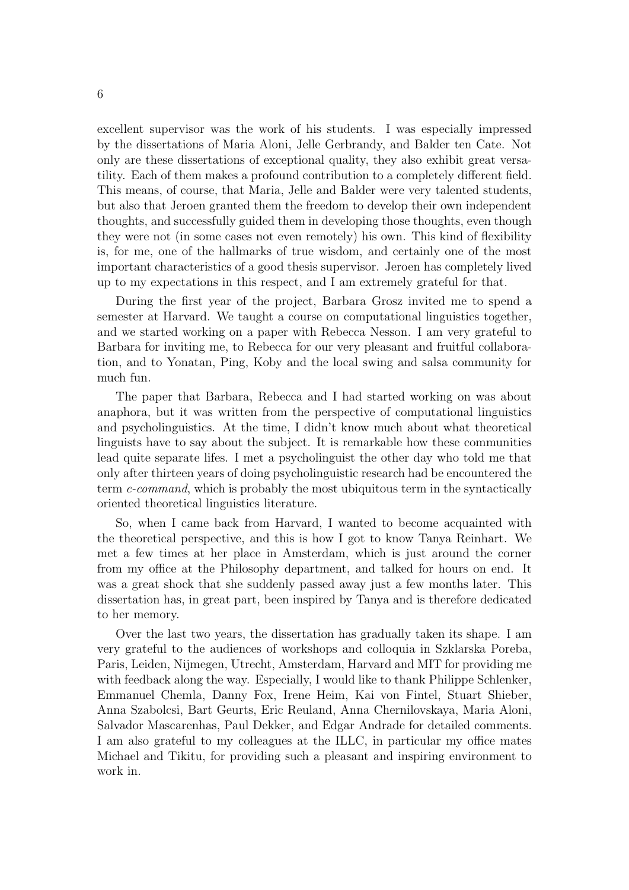excellent supervisor was the work of his students. I was especially impressed by the dissertations of Maria Aloni, Jelle Gerbrandy, and Balder ten Cate. Not only are these dissertations of exceptional quality, they also exhibit great versatility. Each of them makes a profound contribution to a completely different field. This means, of course, that Maria, Jelle and Balder were very talented students, but also that Jeroen granted them the freedom to develop their own independent thoughts, and successfully guided them in developing those thoughts, even though they were not (in some cases not even remotely) his own. This kind of flexibility is, for me, one of the hallmarks of true wisdom, and certainly one of the most important characteristics of a good thesis supervisor. Jeroen has completely lived up to my expectations in this respect, and I am extremely grateful for that.

During the first year of the project, Barbara Grosz invited me to spend a semester at Harvard. We taught a course on computational linguistics together, and we started working on a paper with Rebecca Nesson. I am very grateful to Barbara for inviting me, to Rebecca for our very pleasant and fruitful collaboration, and to Yonatan, Ping, Koby and the local swing and salsa community for much fun.

The paper that Barbara, Rebecca and I had started working on was about anaphora, but it was written from the perspective of computational linguistics and psycholinguistics. At the time, I didn't know much about what theoretical linguists have to say about the subject. It is remarkable how these communities lead quite separate lifes. I met a psycholinguist the other day who told me that only after thirteen years of doing psycholinguistic research had be encountered the term *c-command*, which is probably the most ubiquitous term in the syntactically oriented theoretical linguistics literature.

So, when I came back from Harvard, I wanted to become acquainted with the theoretical perspective, and this is how I got to know Tanya Reinhart. We met a few times at her place in Amsterdam, which is just around the corner from my office at the Philosophy department, and talked for hours on end. It was a great shock that she suddenly passed away just a few months later. This dissertation has, in great part, been inspired by Tanya and is therefore dedicated to her memory.

Over the last two years, the dissertation has gradually taken its shape. I am very grateful to the audiences of workshops and colloquia in Szklarska Poreba, Paris, Leiden, Nijmegen, Utrecht, Amsterdam, Harvard and MIT for providing me with feedback along the way. Especially, I would like to thank Philippe Schlenker, Emmanuel Chemla, Danny Fox, Irene Heim, Kai von Fintel, Stuart Shieber, Anna Szabolcsi, Bart Geurts, Eric Reuland, Anna Chernilovskaya, Maria Aloni, Salvador Mascarenhas, Paul Dekker, and Edgar Andrade for detailed comments. I am also grateful to my colleagues at the ILLC, in particular my office mates Michael and Tikitu, for providing such a pleasant and inspiring environment to work in.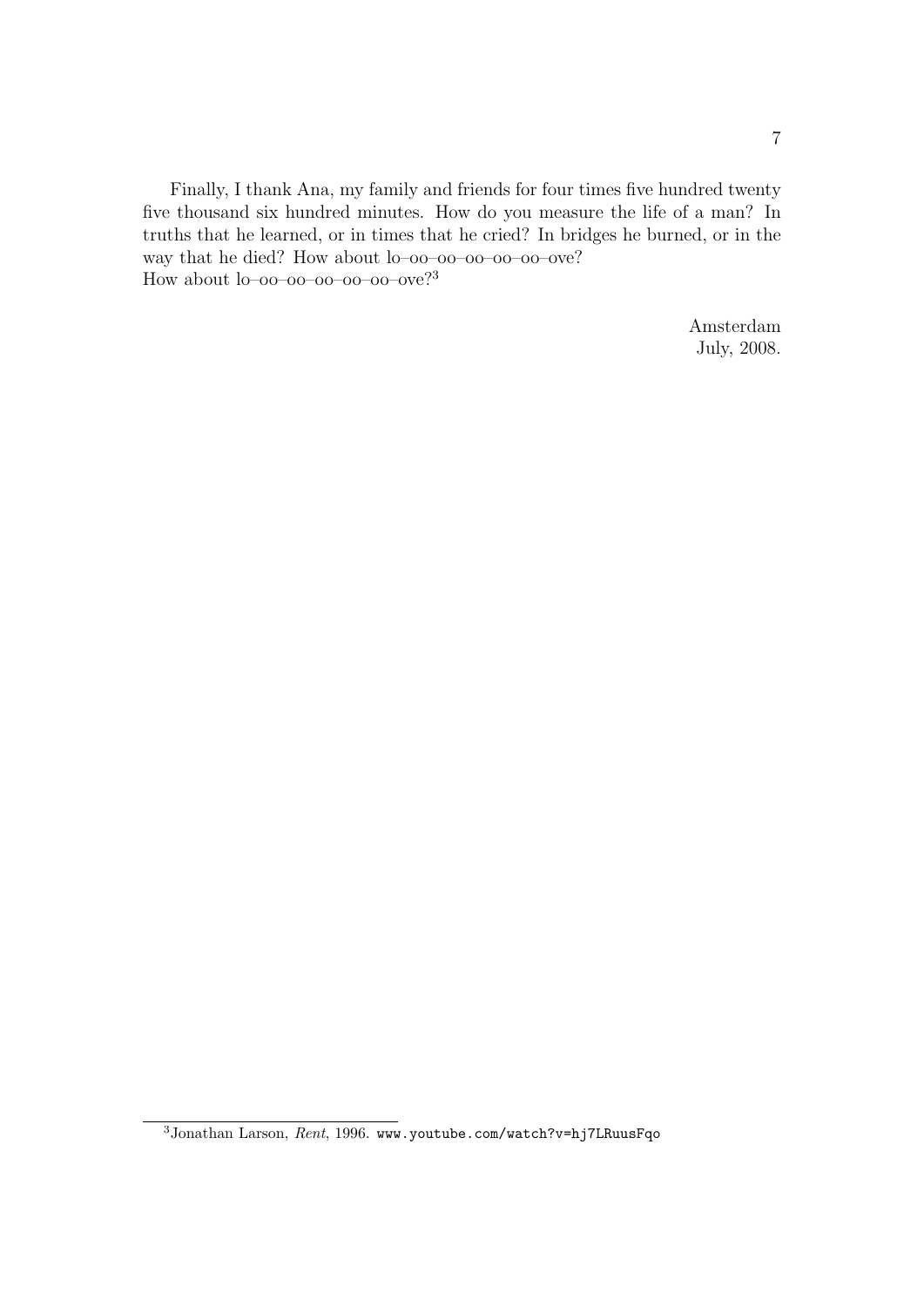Finally, I thank Ana, my family and friends for four times five hundred twenty five thousand six hundred minutes. How do you measure the life of a man? In truths that he learned, or in times that he cried? In bridges he burned, or in the way that he died? How about lo–oo–oo–oo–oo–oo–ove?
How about lo–oo–oo–oo–oo–oo–ove?[3]

Amsterdam
July, 2008.

[3]Jonathan Larson, *Rent*, 1996. `www.youtube.com/watch?v=hj7LRuusFqo`